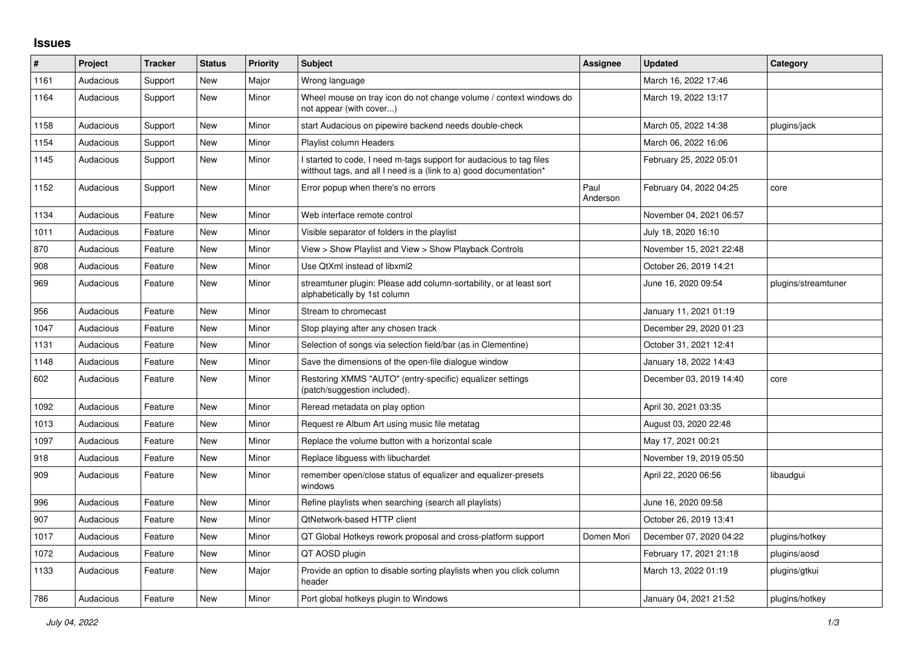## Issues

| # | Project | Tracker | Status | Priority | Subject | Assignee | Updated | Category |
|---|---|---|---|---|---|---|---|---|
| 1161 | Audacious | Support | New | Major | Wrong language | | March 16, 2022 17:46 | |
| 1164 | Audacious | Support | New | Minor | Wheel mouse on tray icon do not change volume / context windows do not appear (with cover...) | | March 19, 2022 13:17 | |
| 1158 | Audacious | Support | New | Minor | start Audacious on pipewire backend needs double-check | | March 05, 2022 14:38 | plugins/jack |
| 1154 | Audacious | Support | New | Minor | Playlist column Headers | | March 06, 2022 16:06 | |
| 1145 | Audacious | Support | New | Minor | I started to code, I need m-tags support for audacious to tag files witthout tags, and all I need is a (link to a) good documentation* | | February 25, 2022 05:01 | |
| 1152 | Audacious | Support | New | Minor | Error popup when there's no errors | Paul Anderson | February 04, 2022 04:25 | core |
| 1134 | Audacious | Feature | New | Minor | Web interface remote control | | November 04, 2021 06:57 | |
| 1011 | Audacious | Feature | New | Minor | Visible separator of folders in the playlist | | July 18, 2020 16:10 | |
| 870 | Audacious | Feature | New | Minor | View > Show Playlist and View > Show Playback Controls | | November 15, 2021 22:48 | |
| 908 | Audacious | Feature | New | Minor | Use QtXml instead of libxml2 | | October 26, 2019 14:21 | |
| 969 | Audacious | Feature | New | Minor | streamtuner plugin: Please add column-sortability, or at least sort alphabetically by 1st column | | June 16, 2020 09:54 | plugins/streamtuner |
| 956 | Audacious | Feature | New | Minor | Stream to chromecast | | January 11, 2021 01:19 | |
| 1047 | Audacious | Feature | New | Minor | Stop playing after any chosen track | | December 29, 2020 01:23 | |
| 1131 | Audacious | Feature | New | Minor | Selection of songs via selection field/bar (as in Clementine) | | October 31, 2021 12:41 | |
| 1148 | Audacious | Feature | New | Minor | Save the dimensions of the open-file dialogue window | | January 18, 2022 14:43 | |
| 602 | Audacious | Feature | New | Minor | Restoring XMMS "AUTO" (entry-specific) equalizer settings (patch/suggestion included). | | December 03, 2019 14:40 | core |
| 1092 | Audacious | Feature | New | Minor | Reread metadata on play option | | April 30, 2021 03:35 | |
| 1013 | Audacious | Feature | New | Minor | Request re Album Art using music file metatag | | August 03, 2020 22:48 | |
| 1097 | Audacious | Feature | New | Minor | Replace the volume button with a horizontal scale | | May 17, 2021 00:21 | |
| 918 | Audacious | Feature | New | Minor | Replace libguess with libuchardet | | November 19, 2019 05:50 | |
| 909 | Audacious | Feature | New | Minor | remember open/close status of equalizer and equalizer-presets windows | | April 22, 2020 06:56 | libaudgui |
| 996 | Audacious | Feature | New | Minor | Refine playlists when searching (search all playlists) | | June 16, 2020 09:58 | |
| 907 | Audacious | Feature | New | Minor | QtNetwork-based HTTP client | | October 26, 2019 13:41 | |
| 1017 | Audacious | Feature | New | Minor | QT Global Hotkeys rework proposal and cross-platform support | Domen Mori | December 07, 2020 04:22 | plugins/hotkey |
| 1072 | Audacious | Feature | New | Minor | QT AOSD plugin | | February 17, 2021 21:18 | plugins/aosd |
| 1133 | Audacious | Feature | New | Major | Provide an option to disable sorting playlists when you click column header | | March 13, 2022 01:19 | plugins/gtkui |
| 786 | Audacious | Feature | New | Minor | Port global hotkeys plugin to Windows | | January 04, 2021 21:52 | plugins/hotkey |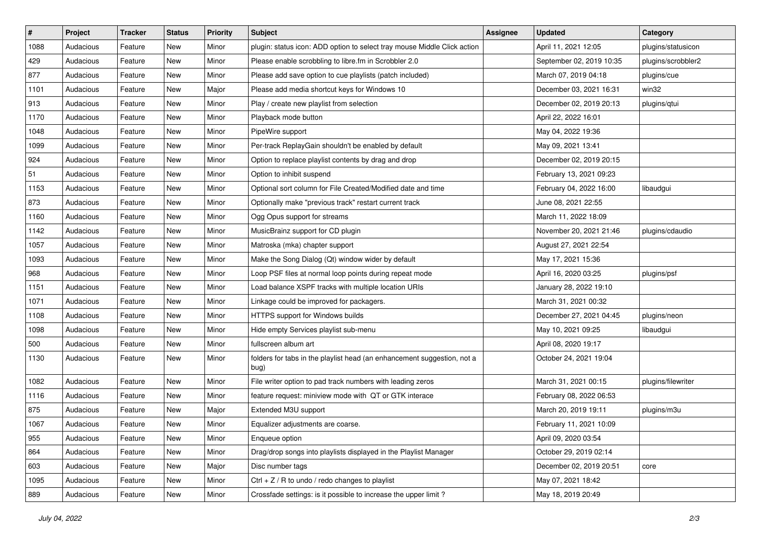| # | Project | Tracker | Status | Priority | Subject | Assignee | Updated | Category |
|---|---|---|---|---|---|---|---|---|
| 1088 | Audacious | Feature | New | Minor | plugin: status icon: ADD option to select tray mouse Middle Click action | | April 11, 2021 12:05 | plugins/statusicon |
| 429 | Audacious | Feature | New | Minor | Please enable scrobbling to libre.fm in Scrobbler 2.0 | | September 02, 2019 10:35 | plugins/scrobbler2 |
| 877 | Audacious | Feature | New | Minor | Please add save option to cue playlists (patch included) | | March 07, 2019 04:18 | plugins/cue |
| 1101 | Audacious | Feature | New | Major | Please add media shortcut keys for Windows 10 | | December 03, 2021 16:31 | win32 |
| 913 | Audacious | Feature | New | Minor | Play / create new playlist from selection | | December 02, 2019 20:13 | plugins/qtui |
| 1170 | Audacious | Feature | New | Minor | Playback mode button | | April 22, 2022 16:01 | |
| 1048 | Audacious | Feature | New | Minor | PipeWire support | | May 04, 2022 19:36 | |
| 1099 | Audacious | Feature | New | Minor | Per-track ReplayGain shouldn't be enabled by default | | May 09, 2021 13:41 | |
| 924 | Audacious | Feature | New | Minor | Option to replace playlist contents by drag and drop | | December 02, 2019 20:15 | |
| 51 | Audacious | Feature | New | Minor | Option to inhibit suspend | | February 13, 2021 09:23 | |
| 1153 | Audacious | Feature | New | Minor | Optional sort column for File Created/Modified date and time | | February 04, 2022 16:00 | libaudgui |
| 873 | Audacious | Feature | New | Minor | Optionally make "previous track" restart current track | | June 08, 2021 22:55 | |
| 1160 | Audacious | Feature | New | Minor | Ogg Opus support for streams | | March 11, 2022 18:09 | |
| 1142 | Audacious | Feature | New | Minor | MusicBrainz support for CD plugin | | November 20, 2021 21:46 | plugins/cdaudio |
| 1057 | Audacious | Feature | New | Minor | Matroska (mka) chapter support | | August 27, 2021 22:54 | |
| 1093 | Audacious | Feature | New | Minor | Make the Song Dialog (Qt) window wider by default | | May 17, 2021 15:36 | |
| 968 | Audacious | Feature | New | Minor | Loop PSF files at normal loop points during repeat mode | | April 16, 2020 03:25 | plugins/psf |
| 1151 | Audacious | Feature | New | Minor | Load balance XSPF tracks with multiple location URIs | | January 28, 2022 19:10 | |
| 1071 | Audacious | Feature | New | Minor | Linkage could be improved for packagers. | | March 31, 2021 00:32 | |
| 1108 | Audacious | Feature | New | Minor | HTTPS support for Windows builds | | December 27, 2021 04:45 | plugins/neon |
| 1098 | Audacious | Feature | New | Minor | Hide empty Services playlist sub-menu | | May 10, 2021 09:25 | libaudgui |
| 500 | Audacious | Feature | New | Minor | fullscreen album art | | April 08, 2020 19:17 | |
| 1130 | Audacious | Feature | New | Minor | folders for tabs in the playlist head (an enhancement suggestion, not a bug) | | October 24, 2021 19:04 | |
| 1082 | Audacious | Feature | New | Minor | File writer option to pad track numbers with leading zeros | | March 31, 2021 00:15 | plugins/filewriter |
| 1116 | Audacious | Feature | New | Minor | feature request: miniview mode with QT or GTK interace | | February 08, 2022 06:53 | |
| 875 | Audacious | Feature | New | Major | Extended M3U support | | March 20, 2019 19:11 | plugins/m3u |
| 1067 | Audacious | Feature | New | Minor | Equalizer adjustments are coarse. | | February 11, 2021 10:09 | |
| 955 | Audacious | Feature | New | Minor | Enqueue option | | April 09, 2020 03:54 | |
| 864 | Audacious | Feature | New | Minor | Drag/drop songs into playlists displayed in the Playlist Manager | | October 29, 2019 02:14 | |
| 603 | Audacious | Feature | New | Major | Disc number tags | | December 02, 2019 20:51 | core |
| 1095 | Audacious | Feature | New | Minor | Ctrl + Z / R to undo / redo changes to playlist | | May 07, 2021 18:42 | |
| 889 | Audacious | Feature | New | Minor | Crossfade settings: is it possible to increase the upper limit ? | | May 18, 2019 20:49 | |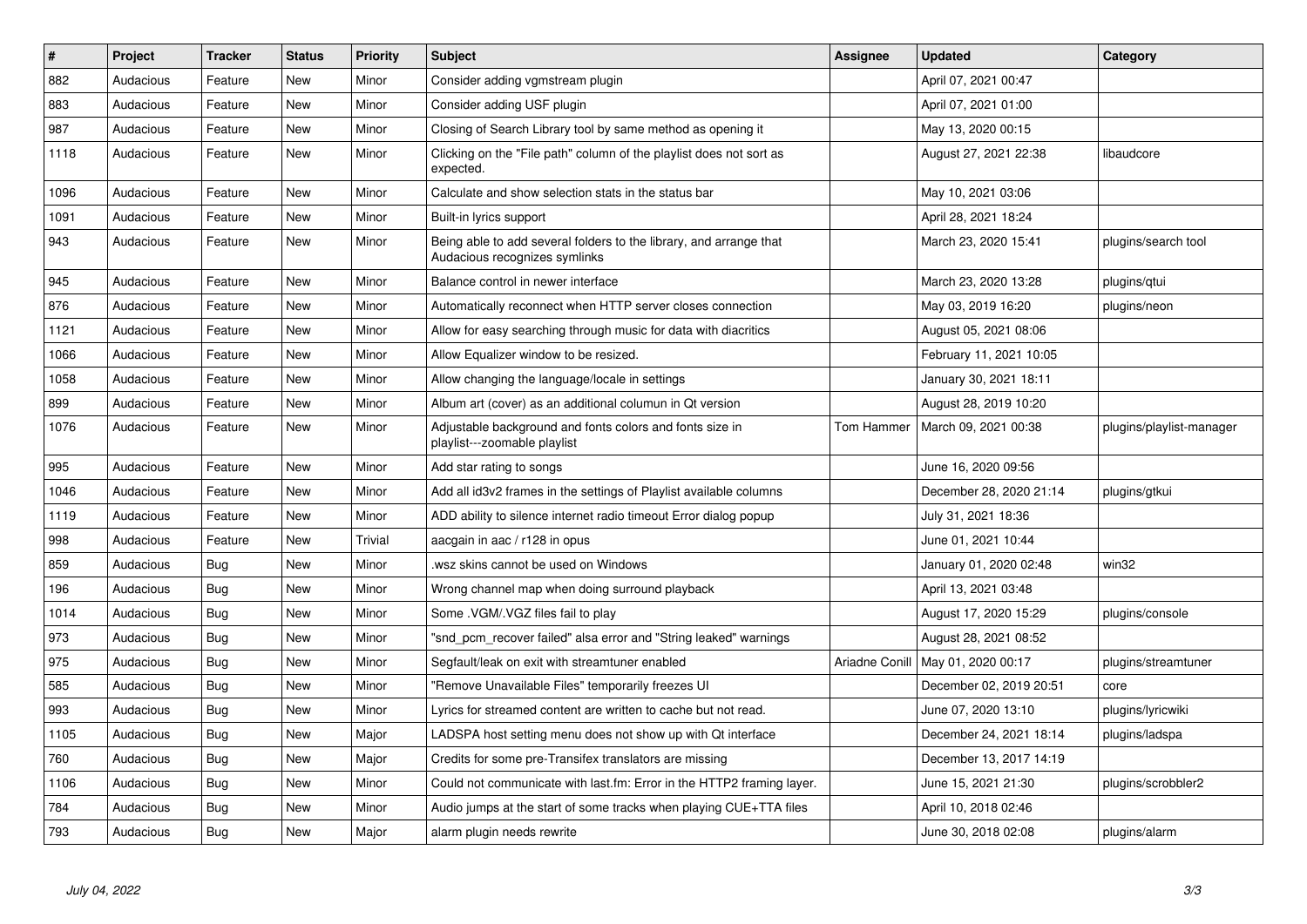| # | Project | Tracker | Status | Priority | Subject | Assignee | Updated | Category |
|---|---|---|---|---|---|---|---|---|
| 882 | Audacious | Feature | New | Minor | Consider adding vgmstream plugin | | April 07, 2021 00:47 | |
| 883 | Audacious | Feature | New | Minor | Consider adding USF plugin | | April 07, 2021 01:00 | |
| 987 | Audacious | Feature | New | Minor | Closing of Search Library tool by same method as opening it | | May 13, 2020 00:15 | |
| 1118 | Audacious | Feature | New | Minor | Clicking on the "File path" column of the playlist does not sort as expected. | | August 27, 2021 22:38 | libaudcore |
| 1096 | Audacious | Feature | New | Minor | Calculate and show selection stats in the status bar | | May 10, 2021 03:06 | |
| 1091 | Audacious | Feature | New | Minor | Built-in lyrics support | | April 28, 2021 18:24 | |
| 943 | Audacious | Feature | New | Minor | Being able to add several folders to the library, and arrange that Audacious recognizes symlinks | | March 23, 2020 15:41 | plugins/search tool |
| 945 | Audacious | Feature | New | Minor | Balance control in newer interface | | March 23, 2020 13:28 | plugins/qtui |
| 876 | Audacious | Feature | New | Minor | Automatically reconnect when HTTP server closes connection | | May 03, 2019 16:20 | plugins/neon |
| 1121 | Audacious | Feature | New | Minor | Allow for easy searching through music for data with diacritics | | August 05, 2021 08:06 | |
| 1066 | Audacious | Feature | New | Minor | Allow Equalizer window to be resized. | | February 11, 2021 10:05 | |
| 1058 | Audacious | Feature | New | Minor | Allow changing the language/locale in settings | | January 30, 2021 18:11 | |
| 899 | Audacious | Feature | New | Minor | Album art (cover) as an additional columun in Qt version | | August 28, 2019 10:20 | |
| 1076 | Audacious | Feature | New | Minor | Adjustable background and fonts colors and fonts size in playlist---zoomable playlist | Tom Hammer | March 09, 2021 00:38 | plugins/playlist-manager |
| 995 | Audacious | Feature | New | Minor | Add star rating to songs | | June 16, 2020 09:56 | |
| 1046 | Audacious | Feature | New | Minor | Add all id3v2 frames in the settings of Playlist available columns | | December 28, 2020 21:14 | plugins/gtkui |
| 1119 | Audacious | Feature | New | Minor | ADD ability to silence internet radio timeout Error dialog popup | | July 31, 2021 18:36 | |
| 998 | Audacious | Feature | New | Trivial | aacgain in aac / r128 in opus | | June 01, 2021 10:44 | |
| 859 | Audacious | Bug | New | Minor | .wsz skins cannot be used on Windows | | January 01, 2020 02:48 | win32 |
| 196 | Audacious | Bug | New | Minor | Wrong channel map when doing surround playback | | April 13, 2021 03:48 | |
| 1014 | Audacious | Bug | New | Minor | Some .VGM/.VGZ files fail to play | | August 17, 2020 15:29 | plugins/console |
| 973 | Audacious | Bug | New | Minor | "snd_pcm_recover failed" alsa error and "String leaked" warnings | | August 28, 2021 08:52 | |
| 975 | Audacious | Bug | New | Minor | Segfault/leak on exit with streamtuner enabled | Ariadne Conill | May 01, 2020 00:17 | plugins/streamtuner |
| 585 | Audacious | Bug | New | Minor | "Remove Unavailable Files" temporarily freezes UI | | December 02, 2019 20:51 | core |
| 993 | Audacious | Bug | New | Minor | Lyrics for streamed content are written to cache but not read. | | June 07, 2020 13:10 | plugins/lyricwiki |
| 1105 | Audacious | Bug | New | Major | LADSPA host setting menu does not show up with Qt interface | | December 24, 2021 18:14 | plugins/ladspa |
| 760 | Audacious | Bug | New | Major | Credits for some pre-Transifex translators are missing | | December 13, 2017 14:19 | |
| 1106 | Audacious | Bug | New | Minor | Could not communicate with last.fm: Error in the HTTP2 framing layer. | | June 15, 2021 21:30 | plugins/scrobbler2 |
| 784 | Audacious | Bug | New | Minor | Audio jumps at the start of some tracks when playing CUE+TTA files | | April 10, 2018 02:46 | |
| 793 | Audacious | Bug | New | Major | alarm plugin needs rewrite | | June 30, 2018 02:08 | plugins/alarm |

*July 04, 2022*